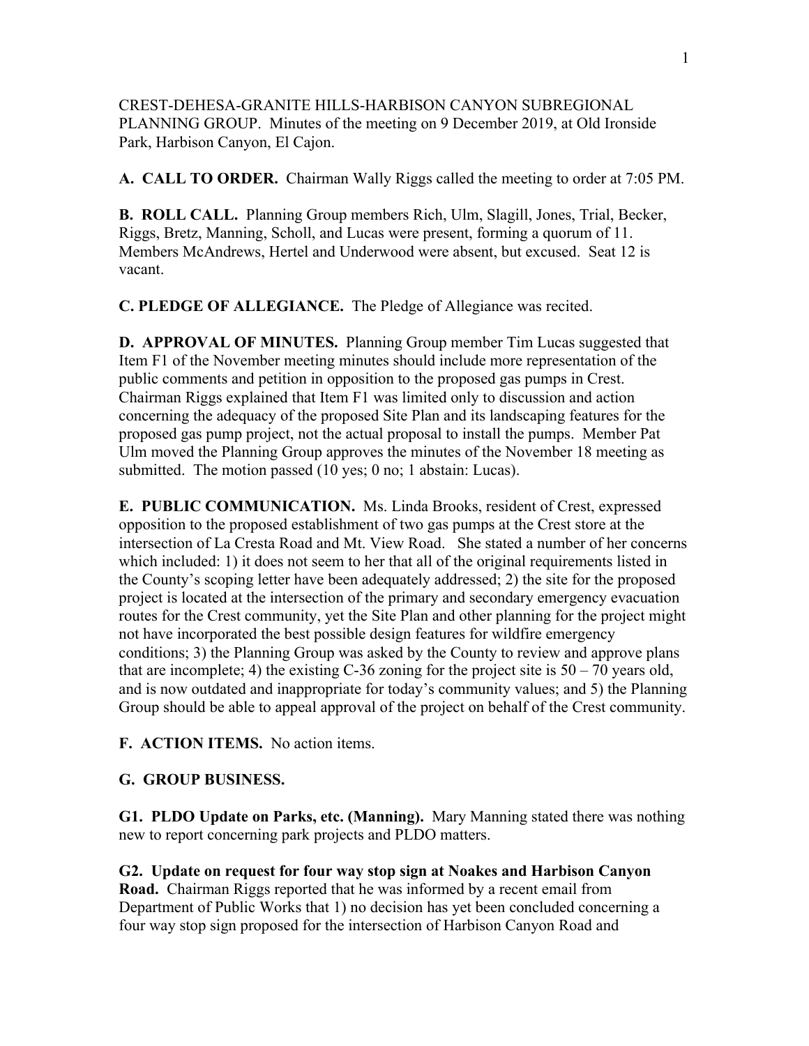CREST-DEHESA-GRANITE HILLS-HARBISON CANYON SUBREGIONAL PLANNING GROUP. Minutes of the meeting on 9 December 2019, at Old Ironside Park, Harbison Canyon, El Cajon.

**A. CALL TO ORDER.** Chairman Wally Riggs called the meeting to order at 7:05 PM.

**B. ROLL CALL.** Planning Group members Rich, Ulm, Slagill, Jones, Trial, Becker, Riggs, Bretz, Manning, Scholl, and Lucas were present, forming a quorum of 11. Members McAndrews, Hertel and Underwood were absent, but excused. Seat 12 is vacant.

**C. PLEDGE OF ALLEGIANCE.** The Pledge of Allegiance was recited.

**D. APPROVAL OF MINUTES.** Planning Group member Tim Lucas suggested that Item F1 of the November meeting minutes should include more representation of the public comments and petition in opposition to the proposed gas pumps in Crest. Chairman Riggs explained that Item F1 was limited only to discussion and action concerning the adequacy of the proposed Site Plan and its landscaping features for the proposed gas pump project, not the actual proposal to install the pumps. Member Pat Ulm moved the Planning Group approves the minutes of the November 18 meeting as submitted. The motion passed (10 yes; 0 no; 1 abstain: Lucas).

**E. PUBLIC COMMUNICATION.** Ms. Linda Brooks, resident of Crest, expressed opposition to the proposed establishment of two gas pumps at the Crest store at the intersection of La Cresta Road and Mt. View Road. She stated a number of her concerns which included: 1) it does not seem to her that all of the original requirements listed in the County's scoping letter have been adequately addressed; 2) the site for the proposed project is located at the intersection of the primary and secondary emergency evacuation routes for the Crest community, yet the Site Plan and other planning for the project might not have incorporated the best possible design features for wildfire emergency conditions; 3) the Planning Group was asked by the County to review and approve plans that are incomplete; 4) the existing C-36 zoning for the project site is 50 – 70 years old, and is now outdated and inappropriate for today's community values; and 5) the Planning Group should be able to appeal approval of the project on behalf of the Crest community.

**F. ACTION ITEMS.** No action items.

**G. GROUP BUSINESS.**

**G1. PLDO Update on Parks, etc. (Manning).** Mary Manning stated there was nothing new to report concerning park projects and PLDO matters.

**G2. Update on request for four way stop sign at Noakes and Harbison Canyon Road.** Chairman Riggs reported that he was informed by a recent email from Department of Public Works that 1) no decision has yet been concluded concerning a four way stop sign proposed for the intersection of Harbison Canyon Road and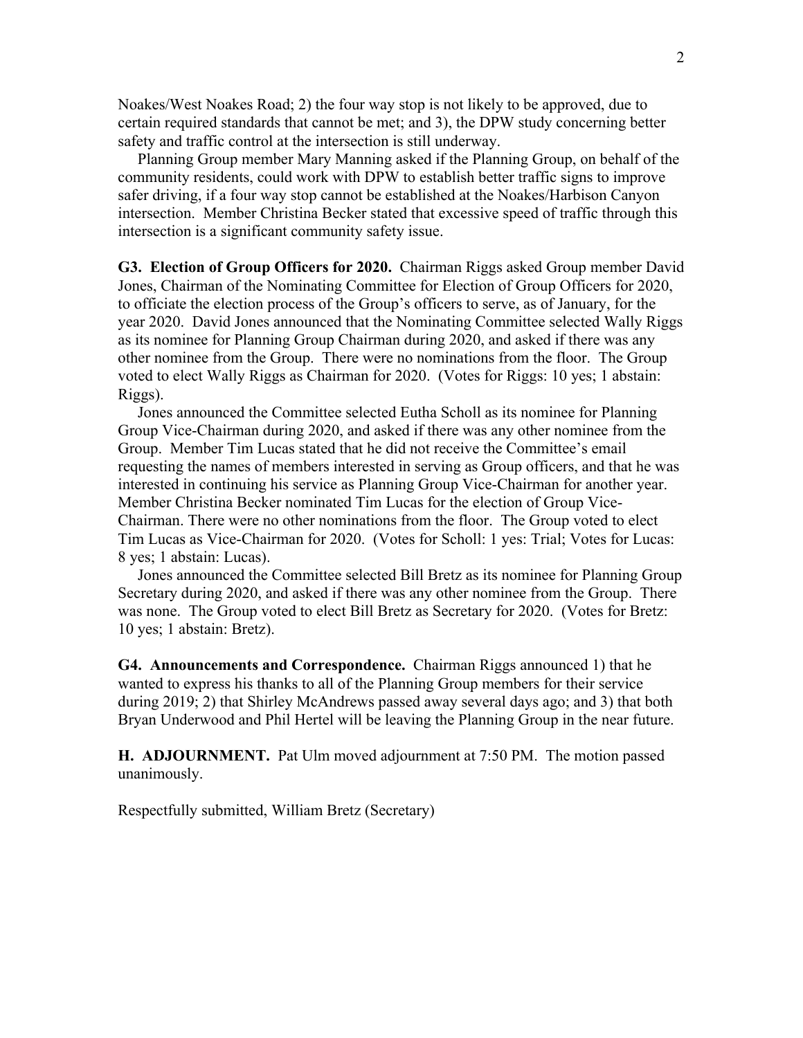Noakes/West Noakes Road; 2) the four way stop is not likely to be approved, due to certain required standards that cannot be met; and 3), the DPW study concerning better safety and traffic control at the intersection is still underway.

Planning Group member Mary Manning asked if the Planning Group, on behalf of the community residents, could work with DPW to establish better traffic signs to improve safer driving, if a four way stop cannot be established at the Noakes/Harbison Canyon intersection. Member Christina Becker stated that excessive speed of traffic through this intersection is a significant community safety issue.

**G3. Election of Group Officers for 2020.** Chairman Riggs asked Group member David Jones, Chairman of the Nominating Committee for Election of Group Officers for 2020, to officiate the election process of the Group's officers to serve, as of January, for the year 2020. David Jones announced that the Nominating Committee selected Wally Riggs as its nominee for Planning Group Chairman during 2020, and asked if there was any other nominee from the Group. There were no nominations from the floor. The Group voted to elect Wally Riggs as Chairman for 2020. (Votes for Riggs: 10 yes; 1 abstain: Riggs).

Jones announced the Committee selected Eutha Scholl as its nominee for Planning Group Vice-Chairman during 2020, and asked if there was any other nominee from the Group. Member Tim Lucas stated that he did not receive the Committee's email requesting the names of members interested in serving as Group officers, and that he was interested in continuing his service as Planning Group Vice-Chairman for another year. Member Christina Becker nominated Tim Lucas for the election of Group Vice-Chairman. There were no other nominations from the floor. The Group voted to elect Tim Lucas as Vice-Chairman for 2020. (Votes for Scholl: 1 yes: Trial; Votes for Lucas: 8 yes; 1 abstain: Lucas).

Jones announced the Committee selected Bill Bretz as its nominee for Planning Group Secretary during 2020, and asked if there was any other nominee from the Group. There was none. The Group voted to elect Bill Bretz as Secretary for 2020. (Votes for Bretz: 10 yes; 1 abstain: Bretz).

**G4. Announcements and Correspondence.** Chairman Riggs announced 1) that he wanted to express his thanks to all of the Planning Group members for their service during 2019; 2) that Shirley McAndrews passed away several days ago; and 3) that both Bryan Underwood and Phil Hertel will be leaving the Planning Group in the near future.

**H. ADJOURNMENT.** Pat Ulm moved adjournment at 7:50 PM. The motion passed unanimously.

Respectfully submitted, William Bretz (Secretary)